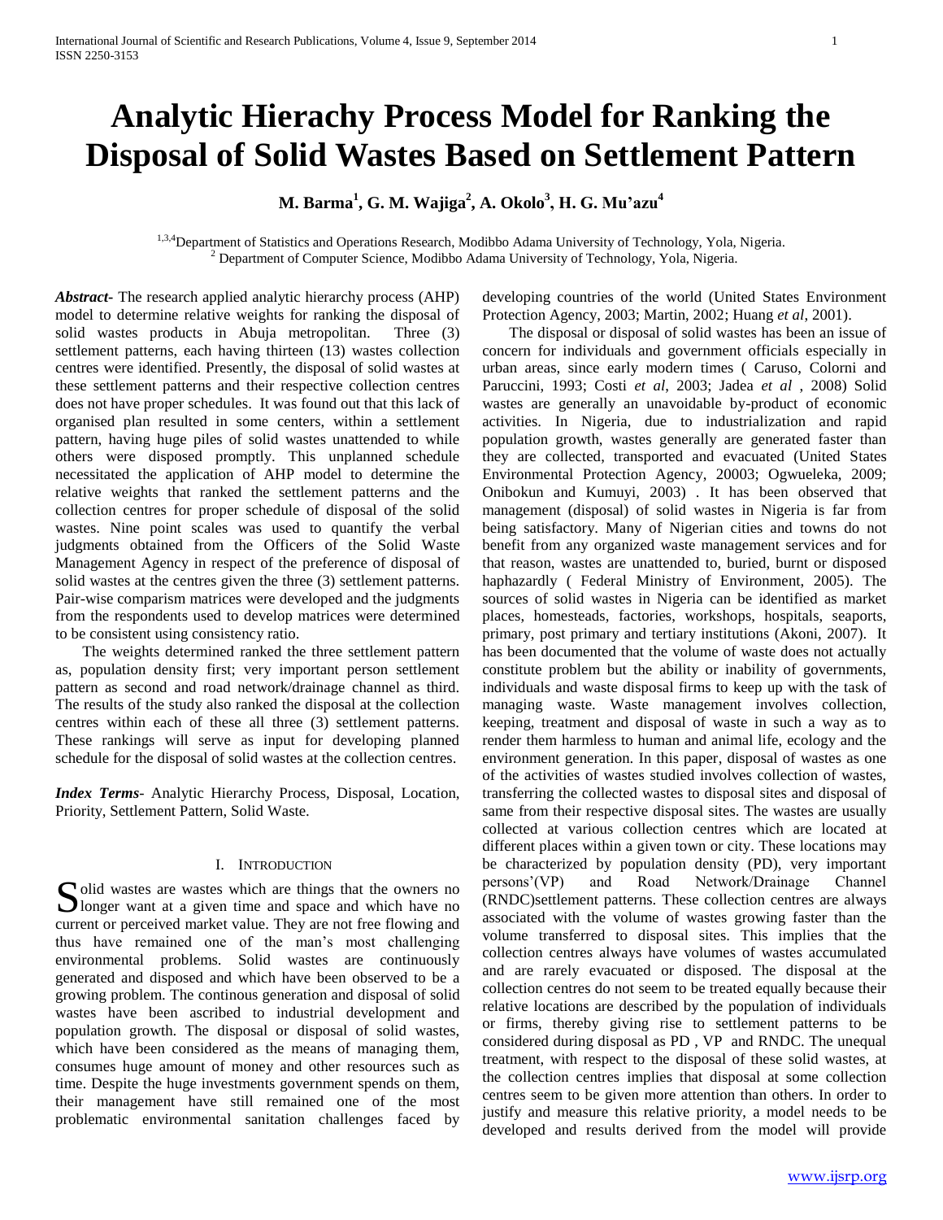# Analytic Hierachy Process Model for Ranking the Disposal of Solid Wastes Based on Settlement Pattern

**M. Barma[1], G. M. Wajiga[2], A. Okolo[3], H. G. Mu'azu[4]**

[1,3,4]Department of Statistics and Operations Research, Modibbo Adama University of Technology, Yola, Nigeria.
[2] Department of Computer Science, Modibbo Adama University of Technology, Yola, Nigeria.

***Abstract-*** The research applied analytic hierarchy process (AHP) model to determine relative weights for ranking the disposal of solid wastes products in Abuja metropolitan. Three (3) settlement patterns, each having thirteen (13) wastes collection centres were identified. Presently, the disposal of solid wastes at these settlement patterns and their respective collection centres does not have proper schedules. It was found out that this lack of organised plan resulted in some centers, within a settlement pattern, having huge piles of solid wastes unattended to while others were disposed promptly. This unplanned schedule necessitated the application of AHP model to determine the relative weights that ranked the settlement patterns and the collection centres for proper schedule of disposal of the solid wastes. Nine point scales was used to quantify the verbal judgments obtained from the Officers of the Solid Waste Management Agency in respect of the preference of disposal of solid wastes at the centres given the three (3) settlement patterns. Pair-wise comparism matrices were developed and the judgments from the respondents used to develop matrices were determined to be consistent using consistency ratio.

The weights determined ranked the three settlement pattern as, population density first; very important person settlement pattern as second and road network/drainage channel as third. The results of the study also ranked the disposal at the collection centres within each of these all three (3) settlement patterns. These rankings will serve as input for developing planned schedule for the disposal of solid wastes at the collection centres.

***Index Terms***- Analytic Hierarchy Process, Disposal, Location, Priority, Settlement Pattern, Solid Waste.

## I. Introduction

Solid wastes are wastes which are things that the owners no longer want at a given time and space and which have no current or perceived market value. They are not free flowing and thus have remained one of the man's most challenging environmental problems. Solid wastes are continuously generated and disposed and which have been observed to be a growing problem. The continous generation and disposal of solid wastes have been ascribed to industrial development and population growth. The disposal or disposal of solid wastes, which have been considered as the means of managing them, consumes huge amount of money and other resources such as time. Despite the huge investments government spends on them, their management have still remained one of the most problematic environmental sanitation challenges faced by developing countries of the world (United States Environment Protection Agency, 2003; Martin, 2002; Huang *et al*, 2001).

The disposal or disposal of solid wastes has been an issue of concern for individuals and government officials especially in urban areas, since early modern times ( Caruso, Colorni and Paruccini, 1993; Costi *et al*, 2003; Jadea *et al* , 2008) Solid wastes are generally an unavoidable by-product of economic activities. In Nigeria, due to industrialization and rapid population growth, wastes generally are generated faster than they are collected, transported and evacuated (United States Environmental Protection Agency, 20003; Ogwueleka, 2009; Onibokun and Kumuyi, 2003) . It has been observed that management (disposal) of solid wastes in Nigeria is far from being satisfactory. Many of Nigerian cities and towns do not benefit from any organized waste management services and for that reason, wastes are unattended to, buried, burnt or disposed haphazardly ( Federal Ministry of Environment, 2005). The sources of solid wastes in Nigeria can be identified as market places, homesteads, factories, workshops, hospitals, seaports, primary, post primary and tertiary institutions (Akoni, 2007). It has been documented that the volume of waste does not actually constitute problem but the ability or inability of governments, individuals and waste disposal firms to keep up with the task of managing waste. Waste management involves collection, keeping, treatment and disposal of waste in such a way as to render them harmless to human and animal life, ecology and the environment generation. In this paper, disposal of wastes as one of the activities of wastes studied involves collection of wastes, transferring the collected wastes to disposal sites and disposal of same from their respective disposal sites. The wastes are usually collected at various collection centres which are located at different places within a given town or city. These locations may be characterized by population density (PD), very important persons'(VP) and Road Network/Drainage Channel (RNDC)settlement patterns. These collection centres are always associated with the volume of wastes growing faster than the volume transferred to disposal sites. This implies that the collection centres always have volumes of wastes accumulated and are rarely evacuated or disposed. The disposal at the collection centres do not seem to be treated equally because their relative locations are described by the population of individuals or firms, thereby giving rise to settlement patterns to be considered during disposal as PD , VP and RNDC. The unequal treatment, with respect to the disposal of these solid wastes, at the collection centres implies that disposal at some collection centres seem to be given more attention than others. In order to justify and measure this relative priority, a model needs to be developed and results derived from the model will provide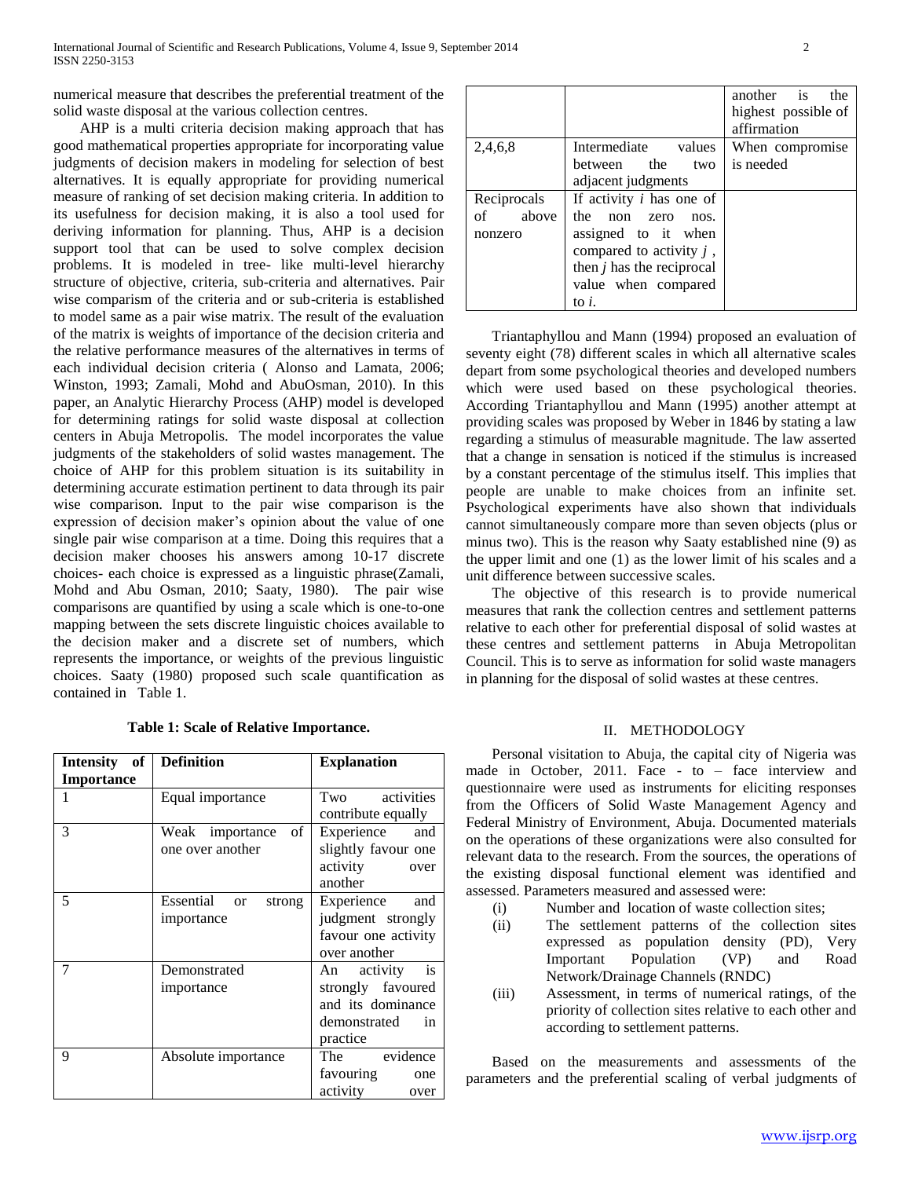numerical measure that describes the preferential treatment of the solid waste disposal at the various collection centres.

AHP is a multi criteria decision making approach that has good mathematical properties appropriate for incorporating value judgments of decision makers in modeling for selection of best alternatives. It is equally appropriate for providing numerical measure of ranking of set decision making criteria. In addition to its usefulness for decision making, it is also a tool used for deriving information for planning. Thus, AHP is a decision support tool that can be used to solve complex decision problems. It is modeled in tree- like multi-level hierarchy structure of objective, criteria, sub-criteria and alternatives. Pair wise comparism of the criteria and or sub-criteria is established to model same as a pair wise matrix. The result of the evaluation of the matrix is weights of importance of the decision criteria and the relative performance measures of the alternatives in terms of each individual decision criteria ( Alonso and Lamata, 2006; Winston, 1993; Zamali, Mohd and AbuOsman, 2010). In this paper, an Analytic Hierarchy Process (AHP) model is developed for determining ratings for solid waste disposal at collection centers in Abuja Metropolis. The model incorporates the value judgments of the stakeholders of solid wastes management. The choice of AHP for this problem situation is its suitability in determining accurate estimation pertinent to data through its pair wise comparison. Input to the pair wise comparison is the expression of decision maker's opinion about the value of one single pair wise comparison at a time. Doing this requires that a decision maker chooses his answers among 10-17 discrete choices- each choice is expressed as a linguistic phrase(Zamali, Mohd and Abu Osman, 2010; Saaty, 1980). The pair wise comparisons are quantified by using a scale which is one-to-one mapping between the sets discrete linguistic choices available to the decision maker and a discrete set of numbers, which represents the importance, or weights of the previous linguistic choices. Saaty (1980) proposed such scale quantification as contained in Table 1.

**Table 1: Scale of Relative Importance.**

| Intensity of Importance | Definition | Explanation |
|---|---|---|
| 1 | Equal importance | Two activities contribute equally |
| 3 | Weak importance of one over another | Experience and slightly favour one activity over another |
| 5 | Essential or strong importance | Experience and judgment strongly favour one activity over another |
| 7 | Demonstrated importance | An activity is strongly favoured and its dominance demonstrated in practice |
| 9 | Absolute importance | The evidence favouring one activity over another is the highest possible of affirmation |
| 2,4,6,8 | Intermediate values between the two adjacent judgments | When compromise is needed |
| Reciprocals of above nonzero | If activity *i* has one of the non zero nos. assigned to it when compared to activity *j* , then *j* has the reciprocal value when compared to *i*. | |

Triantaphyllou and Mann (1994) proposed an evaluation of seventy eight (78) different scales in which all alternative scales depart from some psychological theories and developed numbers which were used based on these psychological theories. According Triantaphyllou and Mann (1995) another attempt at providing scales was proposed by Weber in 1846 by stating a law regarding a stimulus of measurable magnitude. The law asserted that a change in sensation is noticed if the stimulus is increased by a constant percentage of the stimulus itself. This implies that people are unable to make choices from an infinite set. Psychological experiments have also shown that individuals cannot simultaneously compare more than seven objects (plus or minus two). This is the reason why Saaty established nine (9) as the upper limit and one (1) as the lower limit of his scales and a unit difference between successive scales.

The objective of this research is to provide numerical measures that rank the collection centres and settlement patterns relative to each other for preferential disposal of solid wastes at these centres and settlement patterns in Abuja Metropolitan Council. This is to serve as information for solid waste managers in planning for the disposal of solid wastes at these centres.

## II. METHODOLOGY

Personal visitation to Abuja, the capital city of Nigeria was made in October, 2011. Face - to – face interview and questionnaire were used as instruments for eliciting responses from the Officers of Solid Waste Management Agency and Federal Ministry of Environment, Abuja. Documented materials on the operations of these organizations were also consulted for relevant data to the research. From the sources, the operations of the existing disposal functional element was identified and assessed. Parameters measured and assessed were:

(i) Number and location of waste collection sites;
(ii) The settlement patterns of the collection sites expressed as population density (PD), Very Important Population (VP) and Road Network/Drainage Channels (RNDC)
(iii) Assessment, in terms of numerical ratings, of the priority of collection sites relative to each other and according to settlement patterns.

Based on the measurements and assessments of the parameters and the preferential scaling of verbal judgments of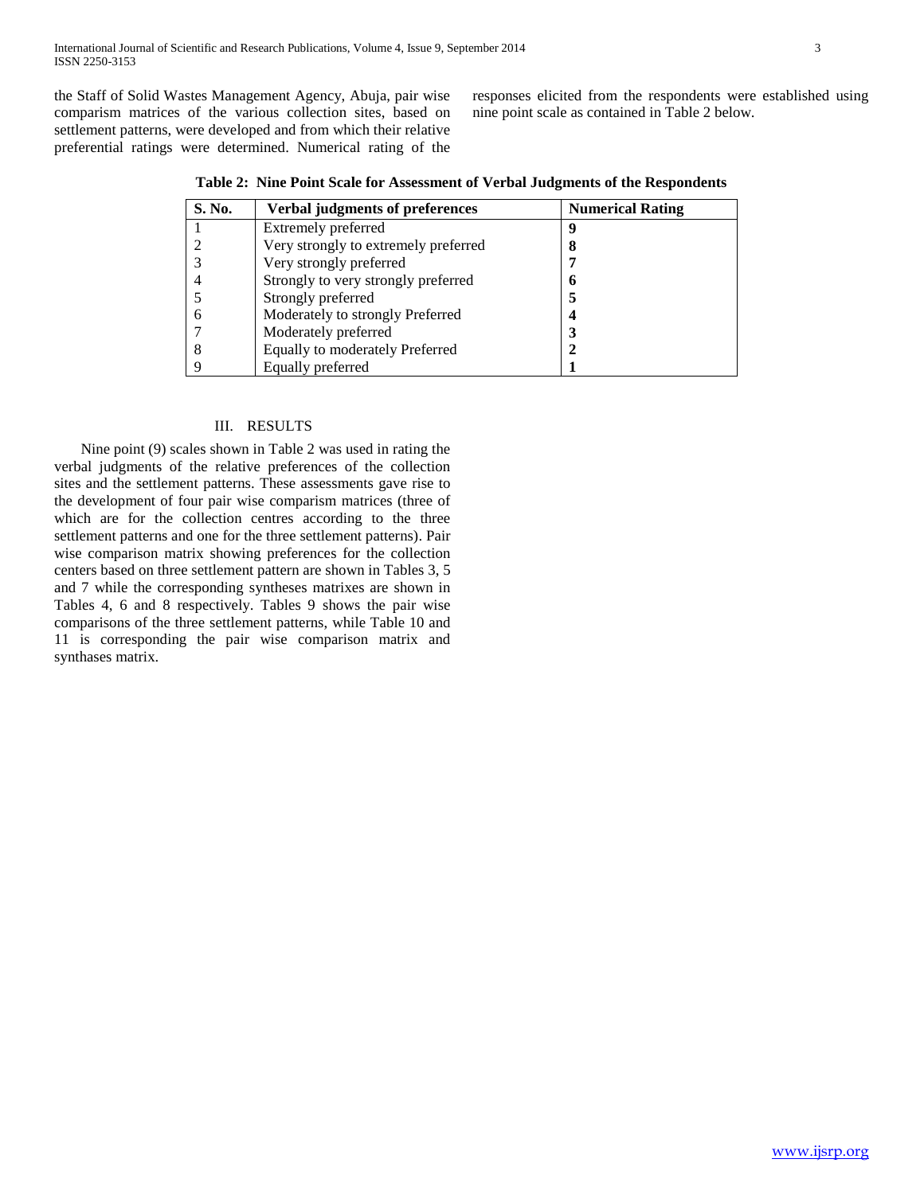the Staff of Solid Wastes Management Agency, Abuja, pair wise comparism matrices of the various collection sites, based on settlement patterns, were developed and from which their relative preferential ratings were determined. Numerical rating of the responses elicited from the respondents were established using nine point scale as contained in Table 2 below.

**Table 2: Nine Point Scale for Assessment of Verbal Judgments of the Respondents**

| S. No. | Verbal judgments of preferences | Numerical Rating |
|---|---|---|
| 1 | Extremely preferred | **9** |
| 2 | Very strongly to extremely preferred | **8** |
| 3 | Very strongly preferred | **7** |
| 4 | Strongly to very strongly preferred | **6** |
| 5 | Strongly preferred | **5** |
| 6 | Moderately to strongly Preferred | **4** |
| 7 | Moderately preferred | **3** |
| 8 | Equally to moderately Preferred | **2** |
| 9 | Equally preferred | **1** |

## III. RESULTS

Nine point (9) scales shown in Table 2 was used in rating the verbal judgments of the relative preferences of the collection sites and the settlement patterns. These assessments gave rise to the development of four pair wise comparism matrices (three of which are for the collection centres according to the three settlement patterns and one for the three settlement patterns). Pair wise comparison matrix showing preferences for the collection centers based on three settlement pattern are shown in Tables 3, 5 and 7 while the corresponding syntheses matrixes are shown in Tables 4, 6 and 8 respectively. Tables 9 shows the pair wise comparisons of the three settlement patterns, while Table 10 and 11 is corresponding the pair wise comparison matrix and synthases matrix.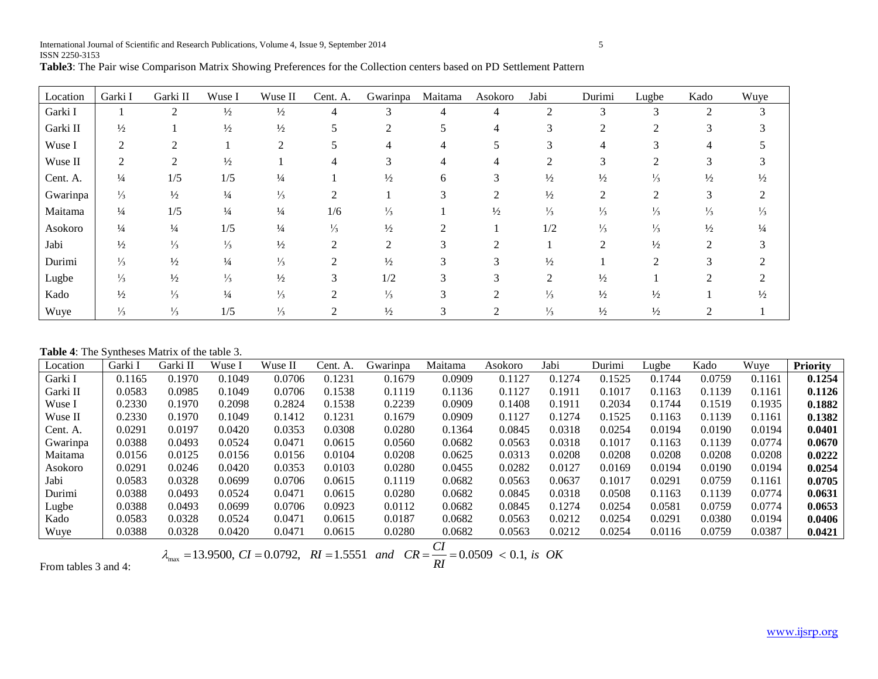**Table3**: The Pair wise Comparison Matrix Showing Preferences for the Collection centers based on PD Settlement Pattern

| Location | Garki I | Garki II | Wuse I | Wuse II | Cent. A. | Gwarinpa | Maitama | Asokoro | Jabi | Durimi | Lugbe | Kado | Wuye |
|---|---|---|---|---|---|---|---|---|---|---|---|---|---|
| Garki I | 1 | 2 | ½ | ½ | 4 | 3 | 4 | 4 | 2 | 3 | 3 | 2 | 3 |
| Garki II | ½ | 1 | ½ | ½ | 5 | 2 | 5 | 4 | 3 | 2 | 2 | 3 | 3 |
| Wuse I | 2 | 2 | 1 | 2 | 5 | 4 | 4 | 5 | 3 | 4 | 3 | 4 | 5 |
| Wuse II | 2 | 2 | ½ | 1 | 4 | 3 | 4 | 4 | 2 | 3 | 2 | 3 | 3 |
| Cent. A. | ¼ | 1/5 | 1/5 | ¼ | 1 | ½ | 6 | 3 | ½ | ½ | ⅓ | ½ | ½ |
| Gwarinpa | ⅓ | ½ | ¼ | ⅓ | 2 | 1 | 3 | 2 | ½ | 2 | 2 | 3 | 2 |
| Maitama | ¼ | 1/5 | ¼ | ¼ | 1/6 | ⅓ | 1 | ½ | ⅓ | ⅓ | ⅓ | ⅓ | ⅓ |
| Asokoro | ¼ | ¼ | 1/5 | ¼ | ⅓ | ½ | 2 | 1 | 1/2 | ⅓ | ⅓ | ½ | ¼ |
| Jabi | ½ | ⅓ | ⅓ | ½ | 2 | 2 | 3 | 2 | 1 | 2 | ½ | 2 | 3 |
| Durimi | ⅓ | ½ | ¼ | ⅓ | 2 | ½ | 3 | 3 | ½ | 1 | 2 | 3 | 2 |
| Lugbe | ⅓ | ½ | ⅓ | ½ | 3 | 1/2 | 3 | 3 | 2 | ½ | 1 | 2 | 2 |
| Kado | ½ | ⅓ | ¼ | ⅓ | 2 | ⅓ | 3 | 2 | ⅓ | ½ | ½ | 1 | ½ |
| Wuye | ⅓ | ⅓ | 1/5 | ⅓ | 2 | ½ | 3 | 2 | ⅓ | ½ | ½ | 2 | 1 |

**Table 4**: The Syntheses Matrix of the table 3.

| Location | Garki I | Garki II | Wuse I | Wuse II | Cent. A. | Gwarinpa | Maitama | Asokoro | Jabi | Durimi | Lugbe | Kado | Wuye | **Priority** |
|---|---|---|---|---|---|---|---|---|---|---|---|---|---|---|
| Garki I | 0.1165 | 0.1970 | 0.1049 | 0.0706 | 0.1231 | 0.1679 | 0.0909 | 0.1127 | 0.1274 | 0.1525 | 0.1744 | 0.0759 | 0.1161 | **0.1254** |
| Garki II | 0.0583 | 0.0985 | 0.1049 | 0.0706 | 0.1538 | 0.1119 | 0.1136 | 0.1127 | 0.1911 | 0.1017 | 0.1163 | 0.1139 | 0.1161 | **0.1126** |
| Wuse I | 0.2330 | 0.1970 | 0.2098 | 0.2824 | 0.1538 | 0.2239 | 0.0909 | 0.1408 | 0.1911 | 0.2034 | 0.1744 | 0.1519 | 0.1935 | **0.1882** |
| Wuse II | 0.2330 | 0.1970 | 0.1049 | 0.1412 | 0.1231 | 0.1679 | 0.0909 | 0.1127 | 0.1274 | 0.1525 | 0.1163 | 0.1139 | 0.1161 | **0.1382** |
| Cent. A. | 0.0291 | 0.0197 | 0.0420 | 0.0353 | 0.0308 | 0.0280 | 0.1364 | 0.0845 | 0.0318 | 0.0254 | 0.0194 | 0.0190 | 0.0194 | **0.0401** |
| Gwarinpa | 0.0388 | 0.0493 | 0.0524 | 0.0471 | 0.0615 | 0.0560 | 0.0682 | 0.0563 | 0.0318 | 0.1017 | 0.1163 | 0.1139 | 0.0774 | **0.0670** |
| Maitama | 0.0156 | 0.0125 | 0.0156 | 0.0156 | 0.0104 | 0.0208 | 0.0625 | 0.0313 | 0.0208 | 0.0208 | 0.0208 | 0.0208 | 0.0208 | **0.0222** |
| Asokoro | 0.0291 | 0.0246 | 0.0420 | 0.0353 | 0.0103 | 0.0280 | 0.0455 | 0.0282 | 0.0127 | 0.0169 | 0.0194 | 0.0190 | 0.0194 | **0.0254** |
| Jabi | 0.0583 | 0.0328 | 0.0699 | 0.0706 | 0.0615 | 0.1119 | 0.0682 | 0.0563 | 0.0637 | 0.1017 | 0.0291 | 0.0759 | 0.1161 | **0.0705** |
| Durimi | 0.0388 | 0.0493 | 0.0524 | 0.0471 | 0.0615 | 0.0280 | 0.0682 | 0.0845 | 0.0318 | 0.0508 | 0.1163 | 0.1139 | 0.0774 | **0.0631** |
| Lugbe | 0.0388 | 0.0493 | 0.0699 | 0.0706 | 0.0923 | 0.0112 | 0.0682 | 0.0845 | 0.1274 | 0.0254 | 0.0581 | 0.0759 | 0.0774 | **0.0653** |
| Kado | 0.0583 | 0.0328 | 0.0524 | 0.0471 | 0.0615 | 0.0187 | 0.0682 | 0.0563 | 0.0212 | 0.0254 | 0.0291 | 0.0380 | 0.0194 | **0.0406** |
| Wuye | 0.0388 | 0.0328 | 0.0420 | 0.0471 | 0.0615 | 0.0280 | 0.0682 | 0.0563 | 0.0212 | 0.0254 | 0.0116 | 0.0759 | 0.0387 | **0.0421** |

From tables 3 and 4:

$$\lambda_{\max} = 13.9500,\ CI = 0.0792,\quad RI = 1.5551 \quad and \quad CR = \frac{CI}{RI} = 0.0509 \ < 0.1,\ is\ \ OK$$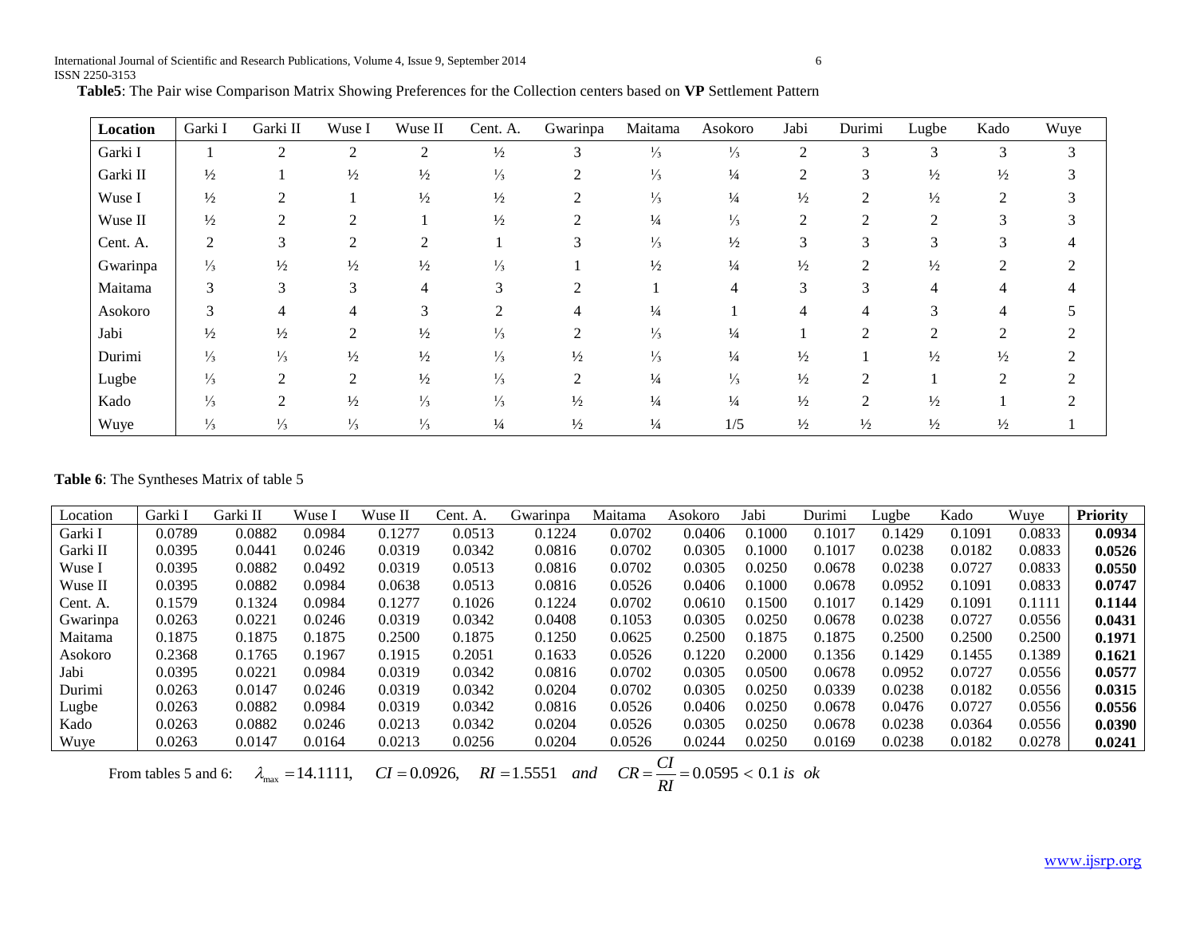**Table5**: The Pair wise Comparison Matrix Showing Preferences for the Collection centers based on **VP** Settlement Pattern

| **Location** | Garki I | Garki II | Wuse I | Wuse II | Cent. A. | Gwarinpa | Maitama | Asokoro | Jabi | Durimi | Lugbe | Kado | Wuye |
|---|---|---|---|---|---|---|---|---|---|---|---|---|---|
| Garki I | 1 | 2 | 2 | 2 | ½ | 3 | ⅓ | ⅓ | 2 | 3 | 3 | 3 | 3 |
| Garki II | ½ | 1 | ½ | ½ | ⅓ | 2 | ⅓ | ¼ | 2 | 3 | ½ | ½ | 3 |
| Wuse I | ½ | 2 | 1 | ½ | ½ | 2 | ⅓ | ¼ | ½ | 2 | ½ | 2 | 3 |
| Wuse II | ½ | 2 | 2 | 1 | ½ | 2 | ¼ | ⅓ | 2 | 2 | 2 | 3 | 3 |
| Cent. A. | 2 | 3 | 2 | 2 | 1 | 3 | ⅓ | ½ | 3 | 3 | 3 | 3 | 4 |
| Gwarinpa | ⅓ | ½ | ½ | ½ | ⅓ | 1 | ½ | ¼ | ½ | 2 | ½ | 2 | 2 |
| Maitama | 3 | 3 | 3 | 4 | 3 | 2 | 1 | 4 | 3 | 3 | 4 | 4 | 4 |
| Asokoro | 3 | 4 | 4 | 3 | 2 | 4 | ¼ | 1 | 4 | 4 | 3 | 4 | 5 |
| Jabi | ½ | ½ | 2 | ½ | ⅓ | 2 | ⅓ | ¼ | 1 | 2 | 2 | 2 | 2 |
| Durimi | ⅓ | ⅓ | ½ | ½ | ⅓ | ½ | ⅓ | ¼ | ½ | 1 | ½ | ½ | 2 |
| Lugbe | ⅓ | 2 | 2 | ½ | ⅓ | 2 | ¼ | ⅓ | ½ | 2 | 1 | 2 | 2 |
| Kado | ⅓ | 2 | ½ | ⅓ | ⅓ | ½ | ¼ | ¼ | ½ | 2 | ½ | 1 | 2 |
| Wuye | ⅓ | ⅓ | ⅓ | ⅓ | ¼ | ½ | ¼ | 1/5 | ½ | ½ | ½ | ½ | 1 |

**Table 6**: The Syntheses Matrix of table 5

| Location | Garki I | Garki II | Wuse I | Wuse II | Cent. A. | Gwarinpa | Maitama | Asokoro | Jabi | Durimi | Lugbe | Kado | Wuye | **Priority** |
|---|---|---|---|---|---|---|---|---|---|---|---|---|---|---|
| Garki I | 0.0789 | 0.0882 | 0.0984 | 0.1277 | 0.0513 | 0.1224 | 0.0702 | 0.0406 | 0.1000 | 0.1017 | 0.1429 | 0.1091 | 0.0833 | **0.0934** |
| Garki II | 0.0395 | 0.0441 | 0.0246 | 0.0319 | 0.0342 | 0.0816 | 0.0702 | 0.0305 | 0.1000 | 0.1017 | 0.0238 | 0.0182 | 0.0833 | **0.0526** |
| Wuse I | 0.0395 | 0.0882 | 0.0492 | 0.0319 | 0.0513 | 0.0816 | 0.0702 | 0.0305 | 0.0250 | 0.0678 | 0.0238 | 0.0727 | 0.0833 | **0.0550** |
| Wuse II | 0.0395 | 0.0882 | 0.0984 | 0.0638 | 0.0513 | 0.0816 | 0.0526 | 0.0406 | 0.1000 | 0.0678 | 0.0952 | 0.1091 | 0.0833 | **0.0747** |
| Cent. A. | 0.1579 | 0.1324 | 0.0984 | 0.1277 | 0.1026 | 0.1224 | 0.0702 | 0.0610 | 0.1500 | 0.1017 | 0.1429 | 0.1091 | 0.1111 | **0.1144** |
| Gwarinpa | 0.0263 | 0.0221 | 0.0246 | 0.0319 | 0.0342 | 0.0408 | 0.1053 | 0.0305 | 0.0250 | 0.0678 | 0.0238 | 0.0727 | 0.0556 | **0.0431** |
| Maitama | 0.1875 | 0.1875 | 0.1875 | 0.2500 | 0.1875 | 0.1250 | 0.0625 | 0.2500 | 0.1875 | 0.1875 | 0.2500 | 0.2500 | 0.2500 | **0.1971** |
| Asokoro | 0.2368 | 0.1765 | 0.1967 | 0.1915 | 0.2051 | 0.1633 | 0.0526 | 0.1220 | 0.2000 | 0.1356 | 0.1429 | 0.1455 | 0.1389 | **0.1621** |
| Jabi | 0.0395 | 0.0221 | 0.0984 | 0.0319 | 0.0342 | 0.0816 | 0.0702 | 0.0305 | 0.0500 | 0.0678 | 0.0952 | 0.0727 | 0.0556 | **0.0577** |
| Durimi | 0.0263 | 0.0147 | 0.0246 | 0.0319 | 0.0342 | 0.0204 | 0.0702 | 0.0305 | 0.0250 | 0.0339 | 0.0238 | 0.0182 | 0.0556 | **0.0315** |
| Lugbe | 0.0263 | 0.0882 | 0.0984 | 0.0319 | 0.0342 | 0.0816 | 0.0526 | 0.0406 | 0.0250 | 0.0678 | 0.0476 | 0.0727 | 0.0556 | **0.0556** |
| Kado | 0.0263 | 0.0882 | 0.0246 | 0.0213 | 0.0342 | 0.0204 | 0.0526 | 0.0305 | 0.0250 | 0.0678 | 0.0238 | 0.0364 | 0.0556 | **0.0390** |
| Wuye | 0.0263 | 0.0147 | 0.0164 | 0.0213 | 0.0256 | 0.0204 | 0.0526 | 0.0244 | 0.0250 | 0.0169 | 0.0238 | 0.0182 | 0.0278 | **0.0241** |

From tables 5 and 6: $\lambda_{\max} = 14.1111, \quad CI = 0.0926, \quad RI = 1.5551 \quad and \quad CR = \frac{CI}{RI} = 0.0595 < 0.1 \text{ is ok}$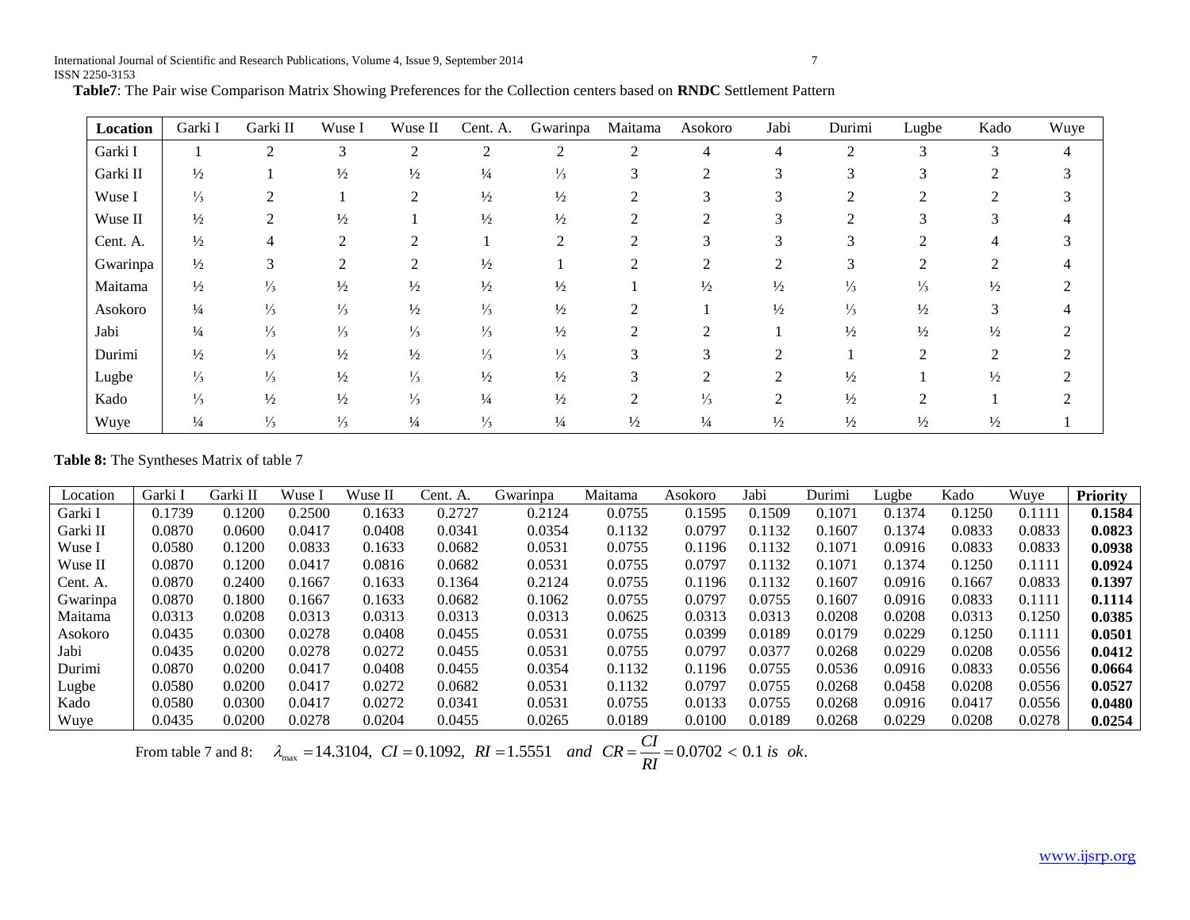**Table7**: The Pair wise Comparison Matrix Showing Preferences for the Collection centers based on **RNDC** Settlement Pattern

| **Location** | Garki I | Garki II | Wuse I | Wuse II | Cent. A. | Gwarinpa | Maitama | Asokoro | Jabi | Durimi | Lugbe | Kado | Wuye |
|---|---|---|---|---|---|---|---|---|---|---|---|---|---|
| Garki I | 1 | 2 | 3 | 2 | 2 | 2 | 2 | 4 | 4 | 2 | 3 | 3 | 4 |
| Garki II | ½ | 1 | ½ | ½ | ¼ | ⅓ | 3 | 2 | 3 | 3 | 3 | 2 | 3 |
| Wuse I | ⅓ | 2 | 1 | 2 | ½ | ½ | 2 | 3 | 3 | 2 | 2 | 2 | 3 |
| Wuse II | ½ | 2 | ½ | 1 | ½ | ½ | 2 | 2 | 3 | 2 | 3 | 3 | 4 |
| Cent. A. | ½ | 4 | 2 | 2 | 1 | 2 | 2 | 3 | 3 | 3 | 2 | 4 | 3 |
| Gwarinpa | ½ | 3 | 2 | 2 | ½ | 1 | 2 | 2 | 2 | 3 | 2 | 2 | 4 |
| Maitama | ½ | ⅓ | ½ | ½ | ½ | ½ | 1 | ½ | ½ | ⅓ | ⅓ | ½ | 2 |
| Asokoro | ¼ | ⅓ | ⅓ | ½ | ⅓ | ½ | 2 | 1 | ½ | ⅓ | ½ | 3 | 4 |
| Jabi | ¼ | ⅓ | ⅓ | ⅓ | ⅓ | ½ | 2 | 2 | 1 | ½ | ½ | ½ | 2 |
| Durimi | ½ | ⅓ | ½ | ½ | ⅓ | ⅓ | 3 | 3 | 2 | 1 | 2 | 2 | 2 |
| Lugbe | ⅓ | ⅓ | ½ | ⅓ | ½ | ½ | 3 | 2 | 2 | ½ | 1 | ½ | 2 |
| Kado | ⅓ | ½ | ½ | ⅓ | ¼ | ½ | 2 | ⅓ | 2 | ½ | 2 | 1 | 2 |
| Wuye | ¼ | ⅓ | ⅓ | ¼ | ⅓ | ¼ | ½ | ¼ | ½ | ½ | ½ | ½ | 1 |

**Table 8:** The Syntheses Matrix of table 7

| Location | Garki I | Garki II | Wuse I | Wuse II | Cent. A. | Gwarinpa | Maitama | Asokoro | Jabi | Durimi | Lugbe | Kado | Wuye | **Priority** |
|---|---|---|---|---|---|---|---|---|---|---|---|---|---|---|
| Garki I | 0.1739 | 0.1200 | 0.2500 | 0.1633 | 0.2727 | 0.2124 | 0.0755 | 0.1595 | 0.1509 | 0.1071 | 0.1374 | 0.1250 | 0.1111 | **0.1584** |
| Garki II | 0.0870 | 0.0600 | 0.0417 | 0.0408 | 0.0341 | 0.0354 | 0.1132 | 0.0797 | 0.1132 | 0.1607 | 0.1374 | 0.0833 | 0.0833 | **0.0823** |
| Wuse I | 0.0580 | 0.1200 | 0.0833 | 0.1633 | 0.0682 | 0.0531 | 0.0755 | 0.1196 | 0.1132 | 0.1071 | 0.0916 | 0.0833 | 0.0833 | **0.0938** |
| Wuse II | 0.0870 | 0.1200 | 0.0417 | 0.0816 | 0.0682 | 0.0531 | 0.0755 | 0.0797 | 0.1132 | 0.1071 | 0.1374 | 0.1250 | 0.1111 | **0.0924** |
| Cent. A. | 0.0870 | 0.2400 | 0.1667 | 0.1633 | 0.1364 | 0.2124 | 0.0755 | 0.1196 | 0.1132 | 0.1607 | 0.0916 | 0.1667 | 0.0833 | **0.1397** |
| Gwarinpa | 0.0870 | 0.1800 | 0.1667 | 0.1633 | 0.0682 | 0.1062 | 0.0755 | 0.0797 | 0.0755 | 0.1607 | 0.0916 | 0.0833 | 0.1111 | **0.1114** |
| Maitama | 0.0313 | 0.0208 | 0.0313 | 0.0313 | 0.0313 | 0.0313 | 0.0625 | 0.0313 | 0.0313 | 0.0208 | 0.0208 | 0.0313 | 0.1250 | **0.0385** |
| Asokoro | 0.0435 | 0.0300 | 0.0278 | 0.0408 | 0.0455 | 0.0531 | 0.0755 | 0.0399 | 0.0189 | 0.0179 | 0.0229 | 0.1250 | 0.1111 | **0.0501** |
| Jabi | 0.0435 | 0.0200 | 0.0278 | 0.0272 | 0.0455 | 0.0531 | 0.0755 | 0.0797 | 0.0377 | 0.0268 | 0.0229 | 0.0208 | 0.0556 | **0.0412** |
| Durimi | 0.0870 | 0.0200 | 0.0417 | 0.0408 | 0.0455 | 0.0354 | 0.1132 | 0.1196 | 0.0755 | 0.0536 | 0.0916 | 0.0833 | 0.0556 | **0.0664** |
| Lugbe | 0.0580 | 0.0200 | 0.0417 | 0.0272 | 0.0682 | 0.0531 | 0.1132 | 0.0797 | 0.0755 | 0.0268 | 0.0458 | 0.0208 | 0.0556 | **0.0527** |
| Kado | 0.0580 | 0.0300 | 0.0417 | 0.0272 | 0.0341 | 0.0531 | 0.0755 | 0.0133 | 0.0755 | 0.0268 | 0.0916 | 0.0417 | 0.0556 | **0.0480** |
| Wuye | 0.0435 | 0.0200 | 0.0278 | 0.0204 | 0.0455 | 0.0265 | 0.0189 | 0.0100 | 0.0189 | 0.0268 | 0.0229 | 0.0208 | 0.0278 | **0.0254** |

From table 7 and 8: $\lambda_{\max} = 14.3104,\ CI = 0.1092,\ RI = 1.5551\ \ and\ \ CR = \dfrac{CI}{RI} = 0.0702 < 0.1\ is\ ok.$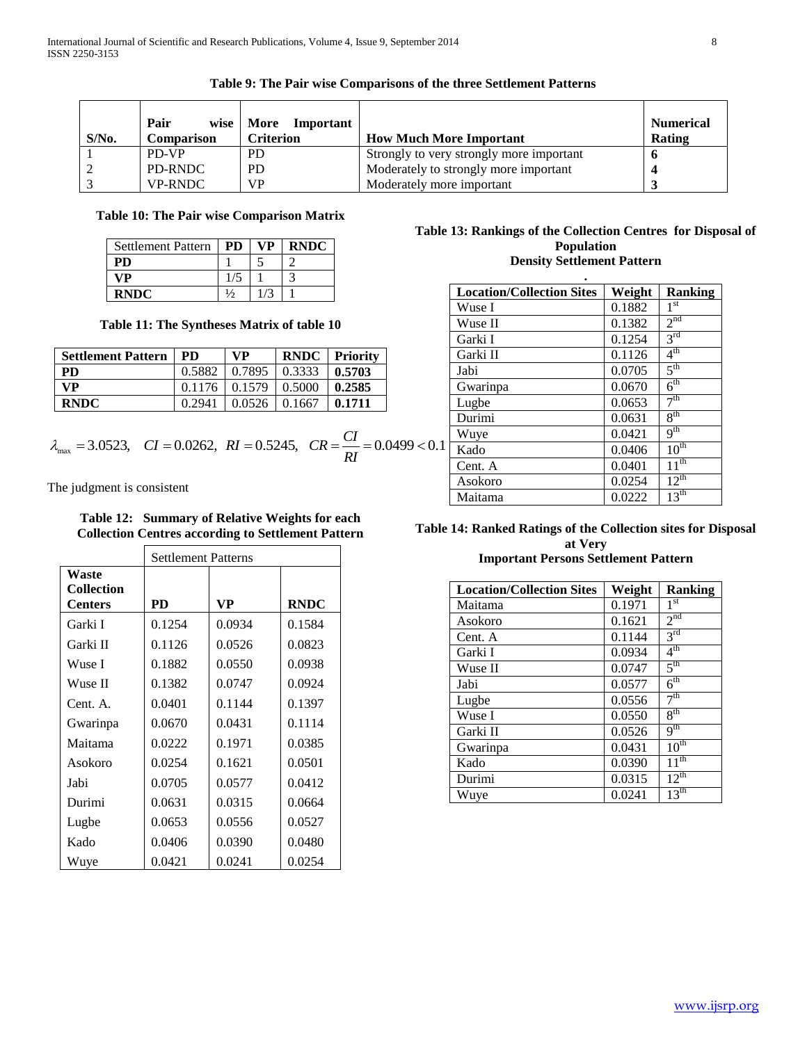**Table 9: The Pair wise Comparisons of the three Settlement Patterns**

| S/No. | Pair wise Comparison | More Important Criterion | How Much More Important | Numerical Rating |
|---|---|---|---|---|
| 1 | PD-VP | PD | Strongly to very strongly more important | **6** |
| 2 | PD-RNDC | PD | Moderately to strongly more important | **4** |
| 3 | VP-RNDC | VP | Moderately more important | **3** |

**Table 10: The Pair wise Comparison Matrix**

| Settlement Pattern | PD | VP | RNDC |
|---|---|---|---|
| **PD** | 1 | 5 | 2 |
| **VP** | 1/5 | 1 | 3 |
| **RNDC** | ½ | 1/3 | 1 |

**Table 11: The Syntheses Matrix of table 10**

| Settlement Pattern | PD | VP | RNDC | Priority |
|---|---|---|---|---|
| **PD** | 0.5882 | 0.7895 | 0.3333 | **0.5703** |
| **VP** | 0.1176 | 0.1579 | 0.5000 | **0.2585** |
| **RNDC** | 0.2941 | 0.0526 | 0.1667 | **0.1711** |

$$\lambda_{max} = 3.0523, \quad CI = 0.0262, \; RI = 0.5245, \quad CR = \frac{CI}{RI} = 0.0499 < 0.1$$

The judgment is consistent

**Table 12: Summary of Relative Weights for each Collection Centres according to Settlement Pattern**

| Waste Collection Centers | Settlement Patterns | | |
|---|---|---|---|
| | PD | VP | RNDC |
| Garki I | 0.1254 | 0.0934 | 0.1584 |
| Garki II | 0.1126 | 0.0526 | 0.0823 |
| Wuse I | 0.1882 | 0.0550 | 0.0938 |
| Wuse II | 0.1382 | 0.0747 | 0.0924 |
| Cent. A. | 0.0401 | 0.1144 | 0.1397 |
| Gwarinpa | 0.0670 | 0.0431 | 0.1114 |
| Maitama | 0.0222 | 0.1971 | 0.0385 |
| Asokoro | 0.0254 | 0.1621 | 0.0501 |
| Jabi | 0.0705 | 0.0577 | 0.0412 |
| Durimi | 0.0631 | 0.0315 | 0.0664 |
| Lugbe | 0.0653 | 0.0556 | 0.0527 |
| Kado | 0.0406 | 0.0390 | 0.0480 |
| Wuye | 0.0421 | 0.0241 | 0.0254 |

**Table 13: Rankings of the Collection Centres for Disposal of Population Density Settlement Pattern**

| Location/Collection Sites | Weight | Ranking |
|---|---|---|
| Wuse I | 0.1882 | 1st |
| Wuse II | 0.1382 | 2nd |
| Garki I | 0.1254 | 3rd |
| Garki II | 0.1126 | 4th |
| Jabi | 0.0705 | 5th |
| Gwarinpa | 0.0670 | 6th |
| Lugbe | 0.0653 | 7th |
| Durimi | 0.0631 | 8th |
| Wuye | 0.0421 | 9th |
| Kado | 0.0406 | 10th |
| Cent. A | 0.0401 | 11th |
| Asokoro | 0.0254 | 12th |
| Maitama | 0.0222 | 13th |

**Table 14: Ranked Ratings of the Collection sites for Disposal at Very Important Persons Settlement Pattern**

| Location/Collection Sites | Weight | Ranking |
|---|---|---|
| Maitama | 0.1971 | 1st |
| Asokoro | 0.1621 | 2nd |
| Cent. A | 0.1144 | 3rd |
| Garki I | 0.0934 | 4th |
| Wuse II | 0.0747 | 5th |
| Jabi | 0.0577 | 6th |
| Lugbe | 0.0556 | 7th |
| Wuse I | 0.0550 | 8th |
| Garki II | 0.0526 | 9th |
| Gwarinpa | 0.0431 | 10th |
| Kado | 0.0390 | 11th |
| Durimi | 0.0315 | 12th |
| Wuye | 0.0241 | 13th |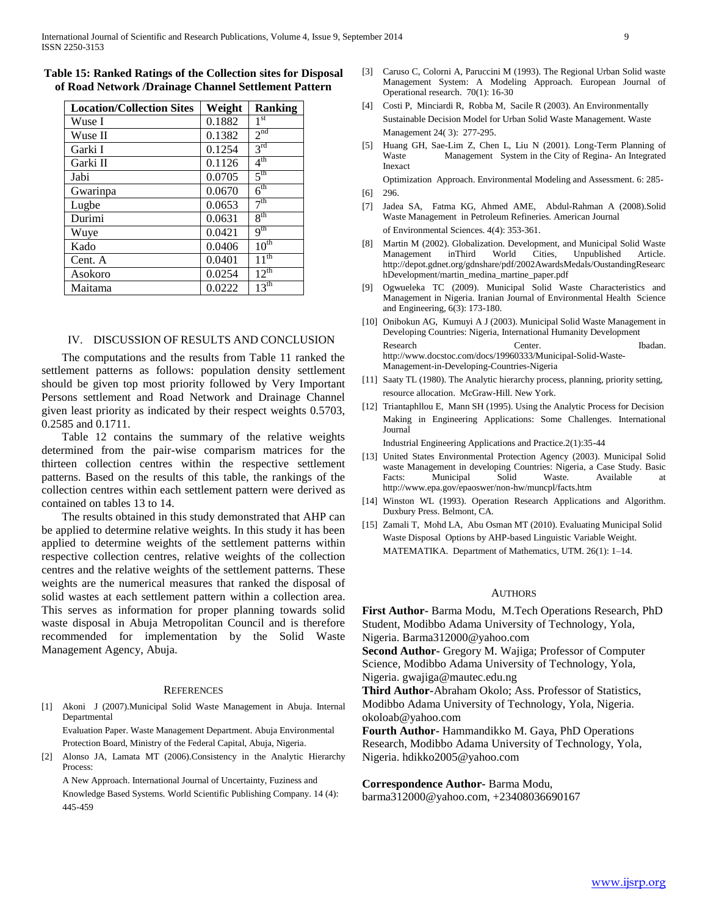**Table 15: Ranked Ratings of the Collection sites for Disposal of Road Network /Drainage Channel Settlement Pattern**

| Location/Collection Sites | Weight | Ranking |
|---|---|---|
| Wuse I | 0.1882 | 1st |
| Wuse II | 0.1382 | 2nd |
| Garki I | 0.1254 | 3rd |
| Garki II | 0.1126 | 4th |
| Jabi | 0.0705 | 5th |
| Gwarinpa | 0.0670 | 6th |
| Lugbe | 0.0653 | 7th |
| Durimi | 0.0631 | 8th |
| Wuye | 0.0421 | 9th |
| Kado | 0.0406 | 10th |
| Cent. A | 0.0401 | 11th |
| Asokoro | 0.0254 | 12th |
| Maitama | 0.0222 | 13th |

## IV. DISCUSSION OF RESULTS AND CONCLUSION

The computations and the results from Table 11 ranked the settlement patterns as follows: population density settlement should be given top most priority followed by Very Important Persons settlement and Road Network and Drainage Channel given least priority as indicated by their respect weights 0.5703, 0.2585 and 0.1711.

Table 12 contains the summary of the relative weights determined from the pair-wise comparism matrices for the thirteen collection centres within the respective settlement patterns. Based on the results of this table, the rankings of the collection centres within each settlement pattern were derived as contained on tables 13 to 14.

The results obtained in this study demonstrated that AHP can be applied to determine relative weights. In this study it has been applied to determine weights of the settlement patterns within respective collection centres, relative weights of the collection centres and the relative weights of the settlement patterns. These weights are the numerical measures that ranked the disposal of solid wastes at each settlement pattern within a collection area. This serves as information for proper planning towards solid waste disposal in Abuja Metropolitan Council and is therefore recommended for implementation by the Solid Waste Management Agency, Abuja.

## REFERENCES

[1] Akoni J (2007).Municipal Solid Waste Management in Abuja. Internal Departmental Evaluation Paper. Waste Management Department. Abuja Environmental Protection Board, Ministry of the Federal Capital, Abuja, Nigeria.

[2] Alonso JA, Lamata MT (2006).Consistency in the Analytic Hierarchy Process: A New Approach. International Journal of Uncertainty, Fuziness and Knowledge Based Systems. World Scientific Publishing Company. 14 (4): 445-459

[3] Caruso C, Colorni A, Paruccini M (1993). The Regional Urban Solid waste Management System: A Modeling Approach. European Journal of Operational research. 70(1): 16-30

[4] Costi P, Minciardi R, Robba M, Sacile R (2003). An Environmentally Sustainable Decision Model for Urban Solid Waste Management. Waste Management 24( 3): 277-295.

[5] Huang GH, Sae-Lim Z, Chen L, Liu N (2001). Long-Term Planning of Waste Management System in the City of Regina- An Integrated Inexact Optimization Approach. Environmental Modeling and Assessment. 6: 285-

[6] 296.

[7] Jadea SA, Fatma KG, Ahmed AME, Abdul-Rahman A (2008).Solid Waste Management in Petroleum Refineries. American Journal of Environmental Sciences. 4(4): 353-361.

[8] Martin M (2002). Globalization. Development, and Municipal Solid Waste Management inThird World Cities, Unpublished Article. http://depot.gdnet.org/gdnshare/pdf/2002AwardsMedals/OustandingResearchDevelopment/martin_medina_martine_paper.pdf

[9] Ogwueleka TC (2009). Municipal Solid Waste Characteristics and Management in Nigeria. Iranian Journal of Environmental Health Science and Engineering, 6(3): 173-180.

[10] Onibokun AG, Kumuyi A J (2003). Municipal Solid Waste Management in Developing Countries: Nigeria, International Humanity Development Research Center. Ibadan. http://www.docstoc.com/docs/19960333/Municipal-Solid-Waste-Management-in-Developing-Countries-Nigeria

[11] Saaty TL (1980). The Analytic hierarchy process, planning, priority setting, resource allocation. McGraw-Hill. New York.

[12] Triantaphllou E, Mann SH (1995). Using the Analytic Process for Decision Making in Engineering Applications: Some Challenges. International Journal Industrial Engineering Applications and Practice.2(1):35-44

[13] United States Environmental Protection Agency (2003). Municipal Solid waste Management in developing Countries: Nigeria, a Case Study. Basic Facts: Municipal Solid Waste. Available at http://www.epa.gov/epaoswer/non-hw/muncpl/facts.htm

[14] Winston WL (1993). Operation Research Applications and Algorithm. Duxbury Press. Belmont, CA.

[15] Zamali T, Mohd LA, Abu Osman MT (2010). Evaluating Municipal Solid Waste Disposal Options by AHP-based Linguistic Variable Weight. MATEMATIKA. Department of Mathematics, UTM. 26(1): 1–14.

## AUTHORS

**First Author-** Barma Modu, M.Tech Operations Research, PhD Student, Modibbo Adama University of Technology, Yola, Nigeria. Barma312000@yahoo.com

**Second Author-** Gregory M. Wajiga; Professor of Computer Science, Modibbo Adama University of Technology, Yola, Nigeria. gwajiga@mautec.edu.ng

**Third Author-**Abraham Okolo; Ass. Professor of Statistics, Modibbo Adama University of Technology, Yola, Nigeria. okoloab@yahoo.com

**Fourth Author-** Hammandikko M. Gaya, PhD Operations Research, Modibbo Adama University of Technology, Yola, Nigeria. hdikko2005@yahoo.com

**Correspondence Author-** Barma Modu, barma312000@yahoo.com, +23408036690167